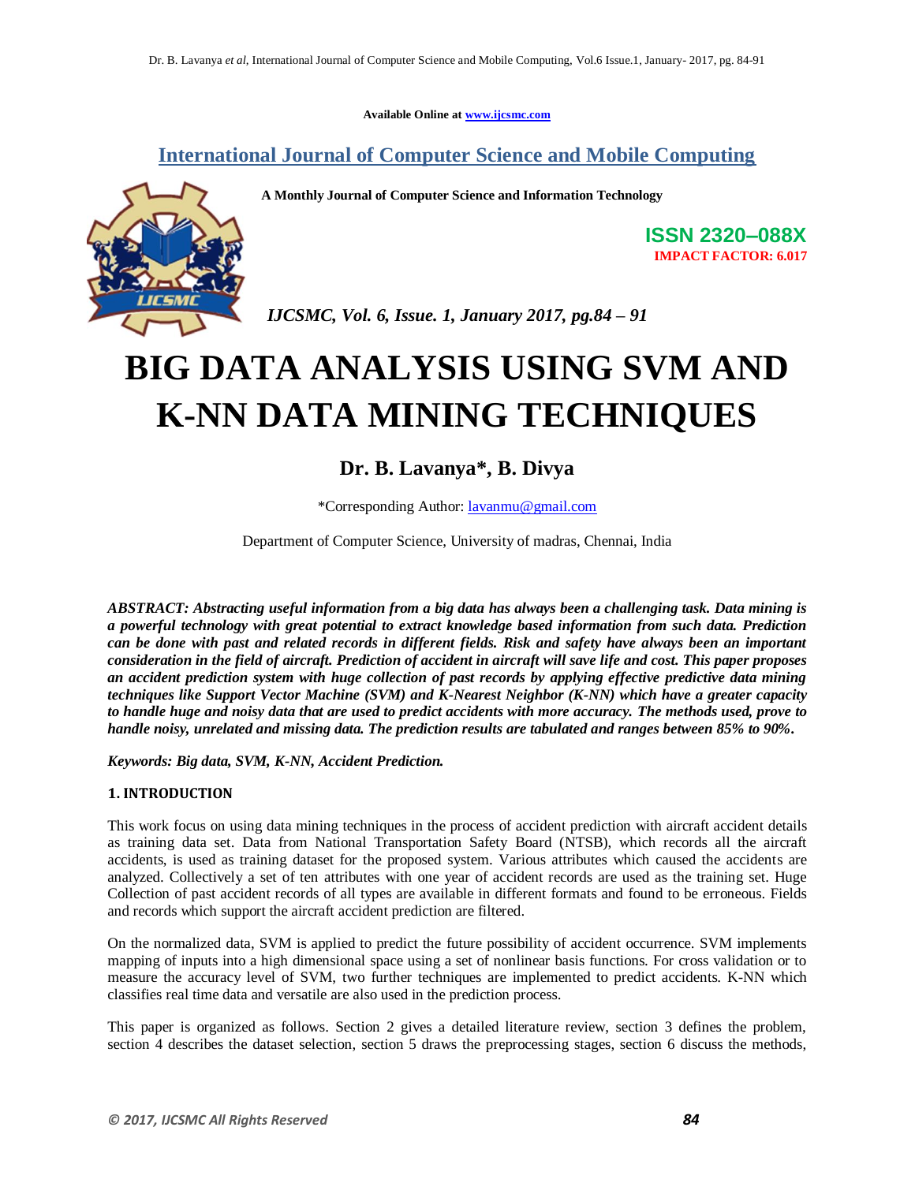Available Online at www.ijcsmc.com

# International Journal of Computer Science and Mobile Computing

**A Monthly Journal of Computer Science and Information Technology**

**ISSN 2320–088X**
**IMPACT FACTOR: 6.017**

*IJCSMC, Vol. 6, Issue. 1, January 2017, pg.84 – 91*

# BIG DATA ANALYSIS USING SVM AND K-NN DATA MINING TECHNIQUES

## Dr. B. Lavanya*, B. Divya

*Corresponding Author: lavanmu@gmail.com

Department of Computer Science, University of madras, Chennai, India

***ABSTRACT: Abstracting useful information from a big data has always been a challenging task. Data mining is a powerful technology with great potential to extract knowledge based information from such data. Prediction can be done with past and related records in different fields. Risk and safety have always been an important consideration in the field of aircraft. Prediction of accident in aircraft will save life and cost. This paper proposes an accident prediction system with huge collection of past records by applying effective predictive data mining techniques like Support Vector Machine (SVM) and K-Nearest Neighbor (K-NN) which have a greater capacity to handle huge and noisy data that are used to predict accidents with more accuracy. The methods used, prove to handle noisy, unrelated and missing data. The prediction results are tabulated and ranges between 85% to 90%.***

***Keywords: Big data, SVM, K-NN, Accident Prediction.***

### 1. INTRODUCTION

This work focus on using data mining techniques in the process of accident prediction with aircraft accident details as training data set. Data from National Transportation Safety Board (NTSB), which records all the aircraft accidents, is used as training dataset for the proposed system. Various attributes which caused the accidents are analyzed. Collectively a set of ten attributes with one year of accident records are used as the training set. Huge Collection of past accident records of all types are available in different formats and found to be erroneous. Fields and records which support the aircraft accident prediction are filtered.

On the normalized data, SVM is applied to predict the future possibility of accident occurrence. SVM implements mapping of inputs into a high dimensional space using a set of nonlinear basis functions. For cross validation or to measure the accuracy level of SVM, two further techniques are implemented to predict accidents. K-NN which classifies real time data and versatile are also used in the prediction process.

This paper is organized as follows. Section 2 gives a detailed literature review, section 3 defines the problem, section 4 describes the dataset selection, section 5 draws the preprocessing stages, section 6 discuss the methods,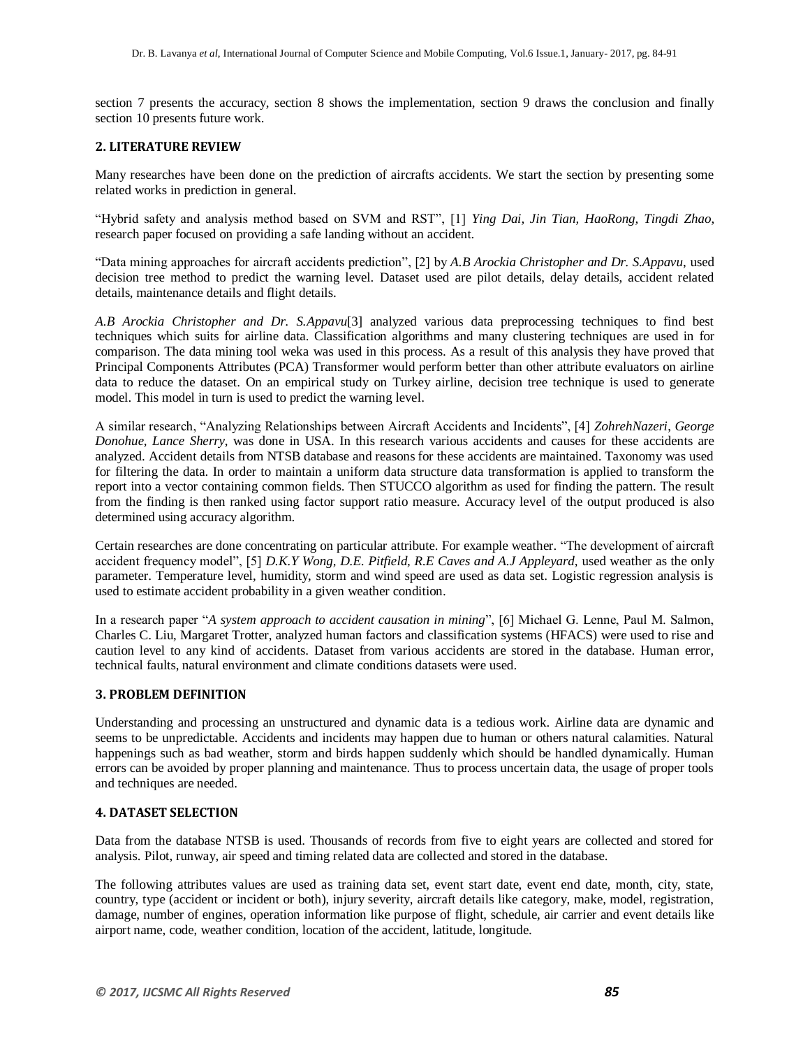section 7 presents the accuracy, section 8 shows the implementation, section 9 draws the conclusion and finally section 10 presents future work.

## 2. LITERATURE REVIEW

Many researches have been done on the prediction of aircrafts accidents. We start the section by presenting some related works in prediction in general.

"Hybrid safety and analysis method based on SVM and RST", [1] *Ying Dai, Jin Tian, HaoRong, Tingdi Zhao,* research paper focused on providing a safe landing without an accident.

"Data mining approaches for aircraft accidents prediction", [2] by *A.B Arockia Christopher and Dr. S.Appavu*, used decision tree method to predict the warning level. Dataset used are pilot details, delay details, accident related details, maintenance details and flight details.

*A.B Arockia Christopher and Dr. S.Appavu*[3] analyzed various data preprocessing techniques to find best techniques which suits for airline data. Classification algorithms and many clustering techniques are used in for comparison. The data mining tool weka was used in this process. As a result of this analysis they have proved that Principal Components Attributes (PCA) Transformer would perform better than other attribute evaluators on airline data to reduce the dataset. On an empirical study on Turkey airline, decision tree technique is used to generate model. This model in turn is used to predict the warning level.

A similar research, "Analyzing Relationships between Aircraft Accidents and Incidents", [4] *ZohrehNazeri, George Donohue, Lance Sherry*, was done in USA. In this research various accidents and causes for these accidents are analyzed. Accident details from NTSB database and reasons for these accidents are maintained. Taxonomy was used for filtering the data. In order to maintain a uniform data structure data transformation is applied to transform the report into a vector containing common fields. Then STUCCO algorithm as used for finding the pattern. The result from the finding is then ranked using factor support ratio measure. Accuracy level of the output produced is also determined using accuracy algorithm.

Certain researches are done concentrating on particular attribute. For example weather. "The development of aircraft accident frequency model", [5] *D.K.Y Wong, D.E. Pitfield, R.E Caves and A.J Appleyard,* used weather as the only parameter. Temperature level, humidity, storm and wind speed are used as data set. Logistic regression analysis is used to estimate accident probability in a given weather condition.

In a research paper "*A system approach to accident causation in mining*", [6] Michael G. Lenne, Paul M. Salmon, Charles C. Liu, Margaret Trotter, analyzed human factors and classification systems (HFACS) were used to rise and caution level to any kind of accidents. Dataset from various accidents are stored in the database. Human error, technical faults, natural environment and climate conditions datasets were used.

## 3. PROBLEM DEFINITION

Understanding and processing an unstructured and dynamic data is a tedious work. Airline data are dynamic and seems to be unpredictable. Accidents and incidents may happen due to human or others natural calamities. Natural happenings such as bad weather, storm and birds happen suddenly which should be handled dynamically. Human errors can be avoided by proper planning and maintenance. Thus to process uncertain data, the usage of proper tools and techniques are needed.

## 4. DATASET SELECTION

Data from the database NTSB is used. Thousands of records from five to eight years are collected and stored for analysis. Pilot, runway, air speed and timing related data are collected and stored in the database.

The following attributes values are used as training data set, event start date, event end date, month, city, state, country, type (accident or incident or both), injury severity, aircraft details like category, make, model, registration, damage, number of engines, operation information like purpose of flight, schedule, air carrier and event details like airport name, code, weather condition, location of the accident, latitude, longitude.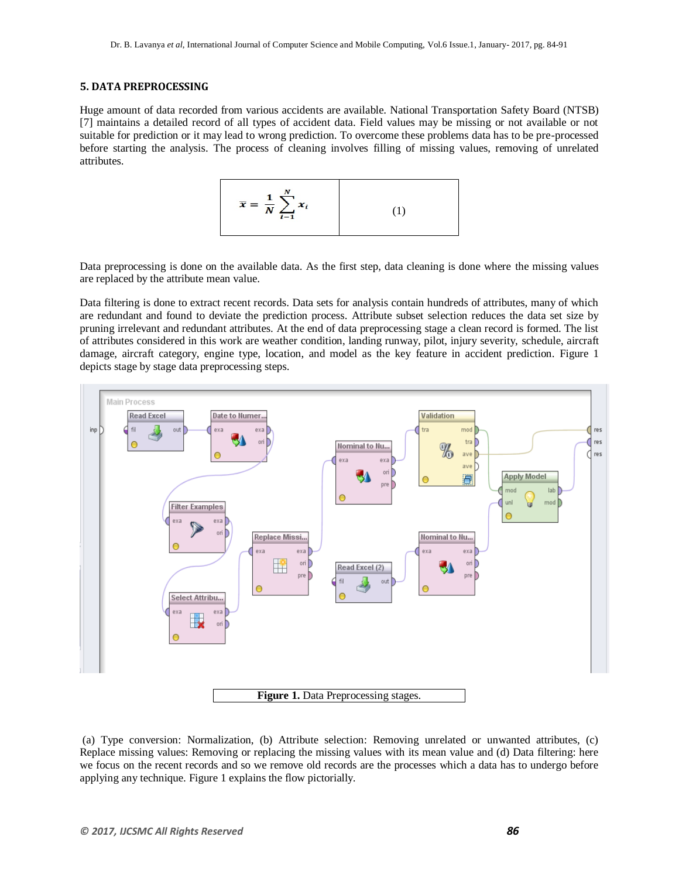## 5. DATA PREPROCESSING

Huge amount of data recorded from various accidents are available. National Transportation Safety Board (NTSB) [7] maintains a detailed record of all types of accident data. Field values may be missing or not available or not suitable for prediction or it may lead to wrong prediction. To overcome these problems data has to be pre-processed before starting the analysis. The process of cleaning involves filling of missing values, removing of unrelated attributes.

$$\bar{x} = \frac{1}{N}\sum_{i=1}^{N} x_i \quad (1)$$

Data preprocessing is done on the available data. As the first step, data cleaning is done where the missing values are replaced by the attribute mean value.

Data filtering is done to extract recent records. Data sets for analysis contain hundreds of attributes, many of which are redundant and found to deviate the prediction process. Attribute subset selection reduces the data set size by pruning irrelevant and redundant attributes. At the end of data preprocessing stage a clean record is formed. The list of attributes considered in this work are weather condition, landing runway, pilot, injury severity, schedule, aircraft damage, aircraft category, engine type, location, and model as the key feature in accident prediction. Figure 1 depicts stage by stage data preprocessing steps.

**Figure 1.** Data Preprocessing stages.

(a) Type conversion: Normalization, (b) Attribute selection: Removing unrelated or unwanted attributes, (c) Replace missing values: Removing or replacing the missing values with its mean value and (d) Data filtering: here we focus on the recent records and so we remove old records are the processes which a data has to undergo before applying any technique. Figure 1 explains the flow pictorially.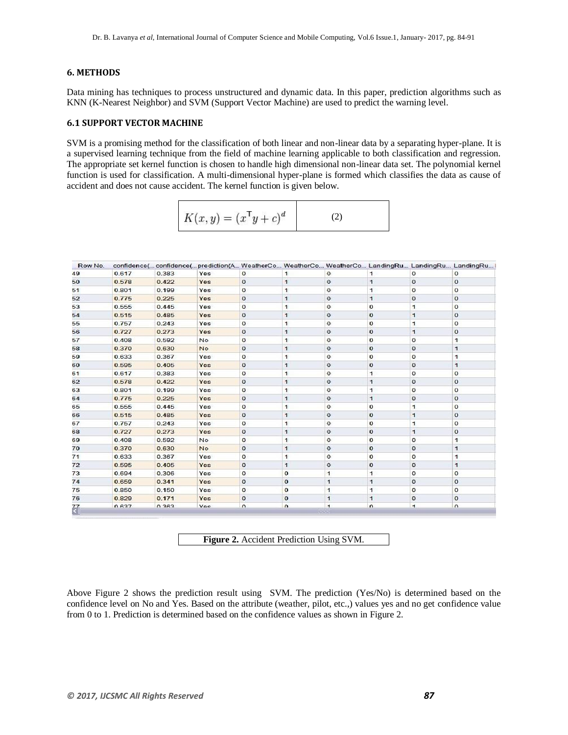## 6. METHODS

Data mining has techniques to process unstructured and dynamic data. In this paper, prediction algorithms such as KNN (K-Nearest Neighbor) and SVM (Support Vector Machine) are used to predict the warning level.

### 6.1 SUPPORT VECTOR MACHINE

SVM is a promising method for the classification of both linear and non-linear data by a separating hyper-plane. It is a supervised learning technique from the field of machine learning applicable to both classification and regression. The appropriate set kernel function is chosen to handle high dimensional non-linear data set. The polynomial kernel function is used for classification. A multi-dimensional hyper-plane is formed which classifies the data as cause of accident and does not cause accident. The kernel function is given below.

$$K(x, y) = (x^{\mathsf{T}} y + c)^d \quad (2)$$

| Row No. | confidence(... | confidence(... | prediction(A... | WeatherCo... | WeatherCo... | WeatherCo... | LandingRu... | LandingRu... | LandingRu... |
|---|---|---|---|---|---|---|---|---|---|
| 49 | 0.617 | 0.383 | Yes | 0 | 1 | 0 | 1 | 0 | 0 |
| 50 | 0.578 | 0.422 | Yes | 0 | 1 | 0 | 1 | 0 | 0 |
| 51 | 0.801 | 0.199 | Yes | 0 | 1 | 0 | 1 | 0 | 0 |
| 52 | 0.775 | 0.225 | Yes | 0 | 1 | 0 | 1 | 0 | 0 |
| 53 | 0.555 | 0.445 | Yes | 0 | 1 | 0 | 0 | 1 | 0 |
| 54 | 0.515 | 0.485 | Yes | 0 | 1 | 0 | 0 | 1 | 0 |
| 55 | 0.757 | 0.243 | Yes | 0 | 1 | 0 | 0 | 1 | 0 |
| 56 | 0.727 | 0.273 | Yes | 0 | 1 | 0 | 0 | 1 | 0 |
| 57 | 0.408 | 0.592 | No | 0 | 1 | 0 | 0 | 0 | 1 |
| 58 | 0.370 | 0.630 | No | 0 | 1 | 0 | 0 | 0 | 1 |
| 59 | 0.633 | 0.367 | Yes | 0 | 1 | 0 | 0 | 0 | 1 |
| 60 | 0.595 | 0.405 | Yes | 0 | 1 | 0 | 0 | 0 | 1 |
| 61 | 0.617 | 0.383 | Yes | 0 | 1 | 0 | 1 | 0 | 0 |
| 62 | 0.578 | 0.422 | Yes | 0 | 1 | 0 | 1 | 0 | 0 |
| 63 | 0.801 | 0.199 | Yes | 0 | 1 | 0 | 1 | 0 | 0 |
| 64 | 0.775 | 0.225 | Yes | 0 | 1 | 0 | 1 | 0 | 0 |
| 65 | 0.555 | 0.445 | Yes | 0 | 1 | 0 | 0 | 1 | 0 |
| 66 | 0.515 | 0.485 | Yes | 0 | 1 | 0 | 0 | 1 | 0 |
| 67 | 0.757 | 0.243 | Yes | 0 | 1 | 0 | 0 | 1 | 0 |
| 68 | 0.727 | 0.273 | Yes | 0 | 1 | 0 | 0 | 1 | 0 |
| 69 | 0.408 | 0.592 | No | 0 | 1 | 0 | 0 | 0 | 1 |
| 70 | 0.370 | 0.630 | No | 0 | 1 | 0 | 0 | 0 | 1 |
| 71 | 0.633 | 0.367 | Yes | 0 | 1 | 0 | 0 | 0 | 1 |
| 72 | 0.595 | 0.405 | Yes | 0 | 1 | 0 | 0 | 0 | 1 |
| 73 | 0.694 | 0.306 | Yes | 0 | 0 | 1 | 1 | 0 | 0 |
| 74 | 0.659 | 0.341 | Yes | 0 | 0 | 1 | 1 | 0 | 0 |
| 75 | 0.850 | 0.150 | Yes | 0 | 0 | 1 | 1 | 0 | 0 |
| 76 | 0.829 | 0.171 | Yes | 0 | 0 | 1 | 1 | 0 | 0 |
| 77 | 0.637 | 0.363 | Yes | 0 | 0 | 1 | 0 | 1 | 0 |

**Figure 2.** Accident Prediction Using SVM.

Above Figure 2 shows the prediction result using SVM. The prediction (Yes/No) is determined based on the confidence level on No and Yes. Based on the attribute (weather, pilot, etc.,) values yes and no get confidence value from 0 to 1. Prediction is determined based on the confidence values as shown in Figure 2.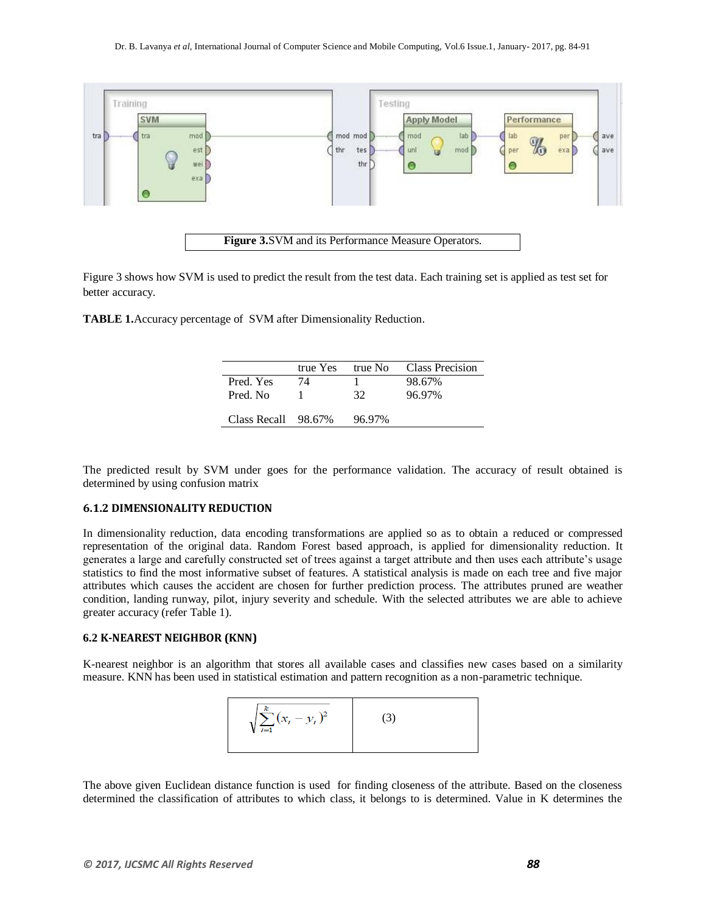**Figure 3.**SVM and its Performance Measure Operators.

Figure 3 shows how SVM is used to predict the result from the test data. Each training set is applied as test set for better accuracy.

**TABLE 1.**Accuracy percentage of SVM after Dimensionality Reduction.

| | true Yes | true No | Class Precision |
|---|---|---|---|
| Pred. Yes | 74 | 1 | 98.67% |
| Pred. No | 1 | 32 | 96.97% |
| Class Recall | 98.67% | 96.97% | |

The predicted result by SVM under goes for the performance validation. The accuracy of result obtained is determined by using confusion matrix

#### 6.1.2 DIMENSIONALITY REDUCTION

In dimensionality reduction, data encoding transformations are applied so as to obtain a reduced or compressed representation of the original data. Random Forest based approach, is applied for dimensionality reduction. It generates a large and carefully constructed set of trees against a target attribute and then uses each attribute's usage statistics to find the most informative subset of features. A statistical analysis is made on each tree and five major attributes which causes the accident are chosen for further prediction process. The attributes pruned are weather condition, landing runway, pilot, injury severity and schedule. With the selected attributes we are able to achieve greater accuracy (refer Table 1).

### 6.2 K-NEAREST NEIGHBOR (KNN)

K-nearest neighbor is an algorithm that stores all available cases and classifies new cases based on a similarity measure. KNN has been used in statistical estimation and pattern recognition as a non-parametric technique.

$$\sqrt{\sum_{i=1}^{k}(x_i - y_i)^2} \qquad (3)$$

The above given Euclidean distance function is used for finding closeness of the attribute. Based on the closeness determined the classification of attributes to which class, it belongs to is determined. Value in K determines the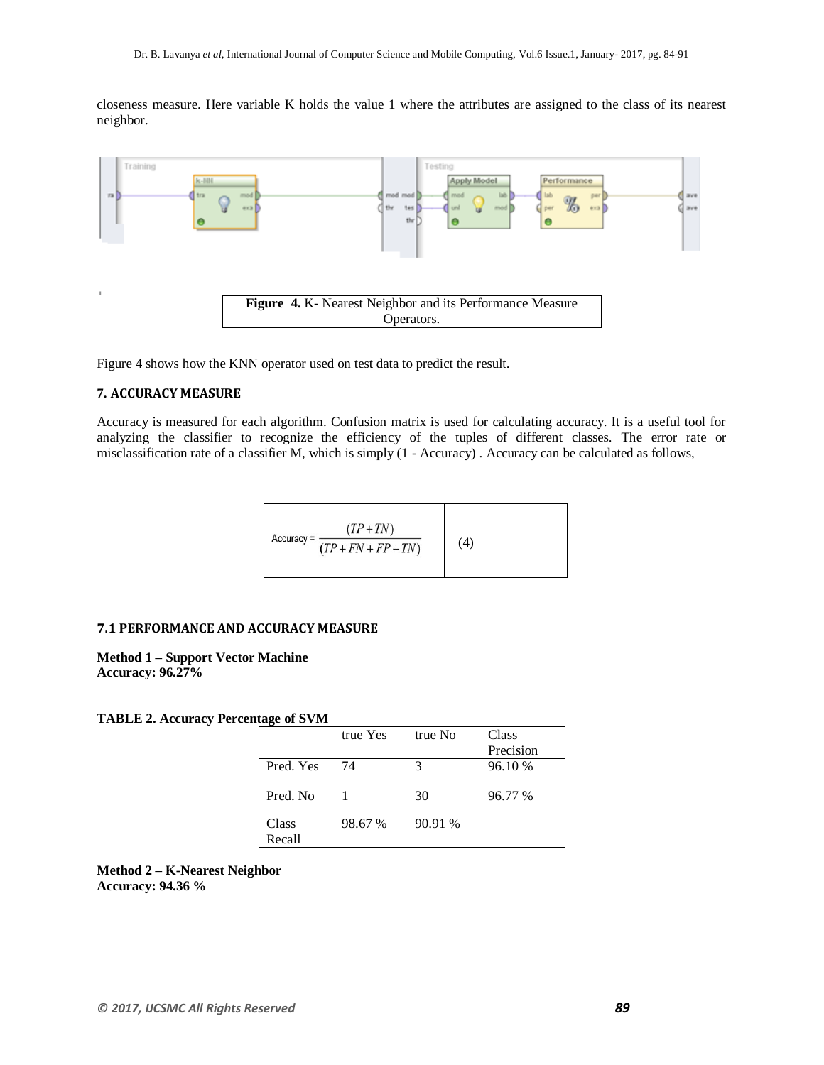closeness measure. Here variable K holds the value 1 where the attributes are assigned to the class of its nearest neighbor.

**Figure 4.** K- Nearest Neighbor and its Performance Measure Operators.

Figure 4 shows how the KNN operator used on test data to predict the result.

## 7. ACCURACY MEASURE

Accuracy is measured for each algorithm. Confusion matrix is used for calculating accuracy. It is a useful tool for analyzing the classifier to recognize the efficiency of the tuples of different classes. The error rate or misclassification rate of a classifier M, which is simply (1 - Accuracy) . Accuracy can be calculated as follows,

$$\text{Accuracy} = \frac{(TP+TN)}{(TP+FN+FP+TN)} \quad (4)$$

### 7.1 PERFORMANCE AND ACCURACY MEASURE

**Method 1 – Support Vector Machine**
**Accuracy: 96.27%**

**TABLE 2. Accuracy Percentage of SVM**

| | true Yes | true No | Class Precision |
|---|---|---|---|
| Pred. Yes | 74 | 3 | 96.10 % |
| Pred. No | 1 | 30 | 96.77 % |
| Class Recall | 98.67 % | 90.91 % | |

**Method 2 – K-Nearest Neighbor**
**Accuracy: 94.36 %**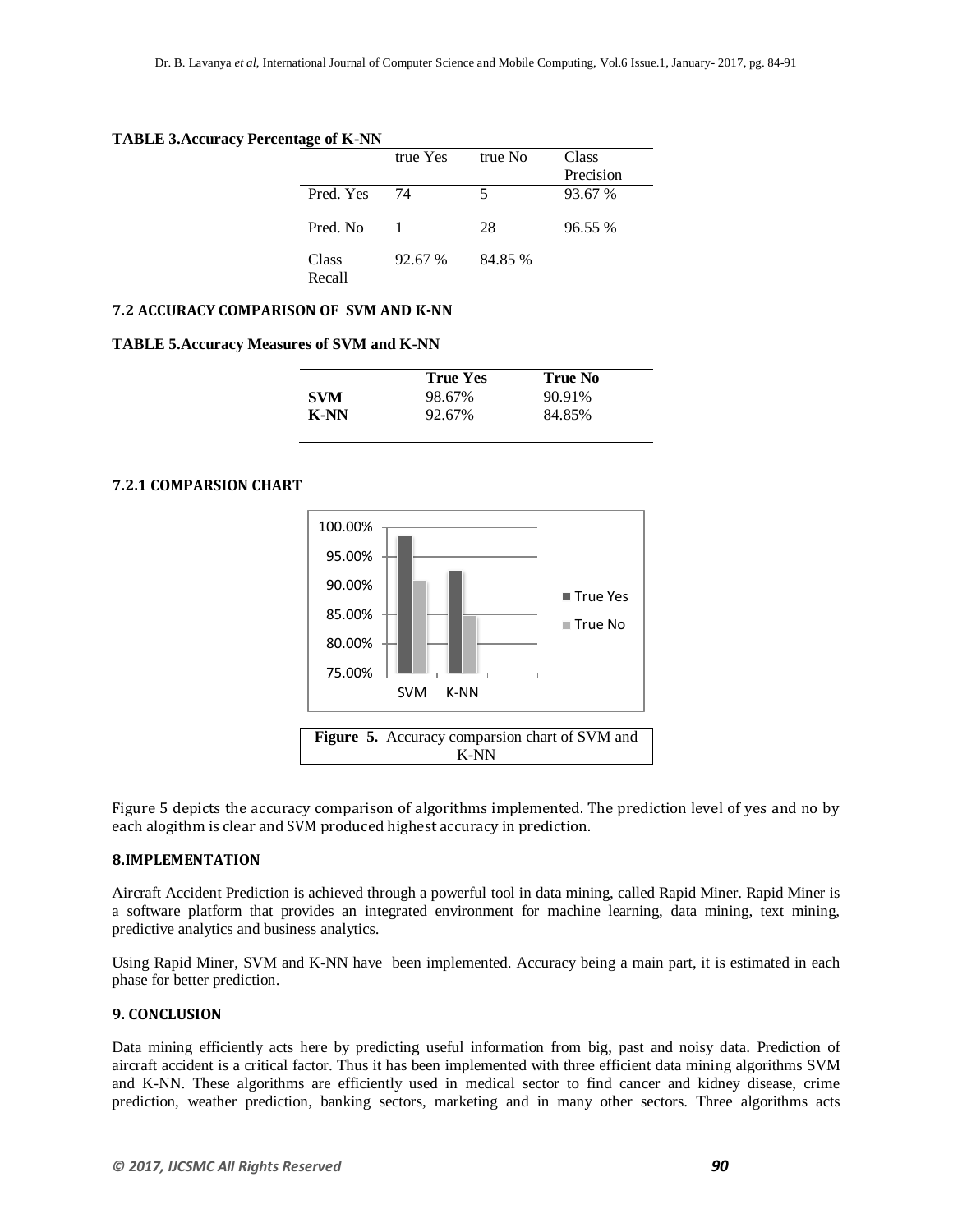**TABLE 3.Accuracy Percentage of K-NN**

| | true Yes | true No | Class Precision |
|---|---|---|---|
| Pred. Yes | 74 | 5 | 93.67 % |
| Pred. No | 1 | 28 | 96.55 % |
| Class Recall | 92.67 % | 84.85 % | |

### 7.2 ACCURACY COMPARISON OF SVM AND K-NN

**TABLE 5.Accuracy Measures of SVM and K-NN**

| | **True Yes** | **True No** |
|---|---|---|
| **SVM** | 98.67% | 90.91% |
| **K-NN** | 92.67% | 84.85% |

#### 7.2.1 COMPARSION CHART

**Figure 5.** Accuracy comparsion chart of SVM and K-NN

Figure 5 depicts the accuracy comparison of algorithms implemented. The prediction level of yes and no by each alogithm is clear and SVM produced highest accuracy in prediction.

### 8.IMPLEMENTATION

Aircraft Accident Prediction is achieved through a powerful tool in data mining, called Rapid Miner. Rapid Miner is a software platform that provides an integrated environment for machine learning, data mining, text mining, predictive analytics and business analytics.

Using Rapid Miner, SVM and K-NN have been implemented. Accuracy being a main part, it is estimated in each phase for better prediction.

### 9. CONCLUSION

Data mining efficiently acts here by predicting useful information from big, past and noisy data. Prediction of aircraft accident is a critical factor. Thus it has been implemented with three efficient data mining algorithms SVM and K-NN. These algorithms are efficiently used in medical sector to find cancer and kidney disease, crime prediction, weather prediction, banking sectors, marketing and in many other sectors. Three algorithms acts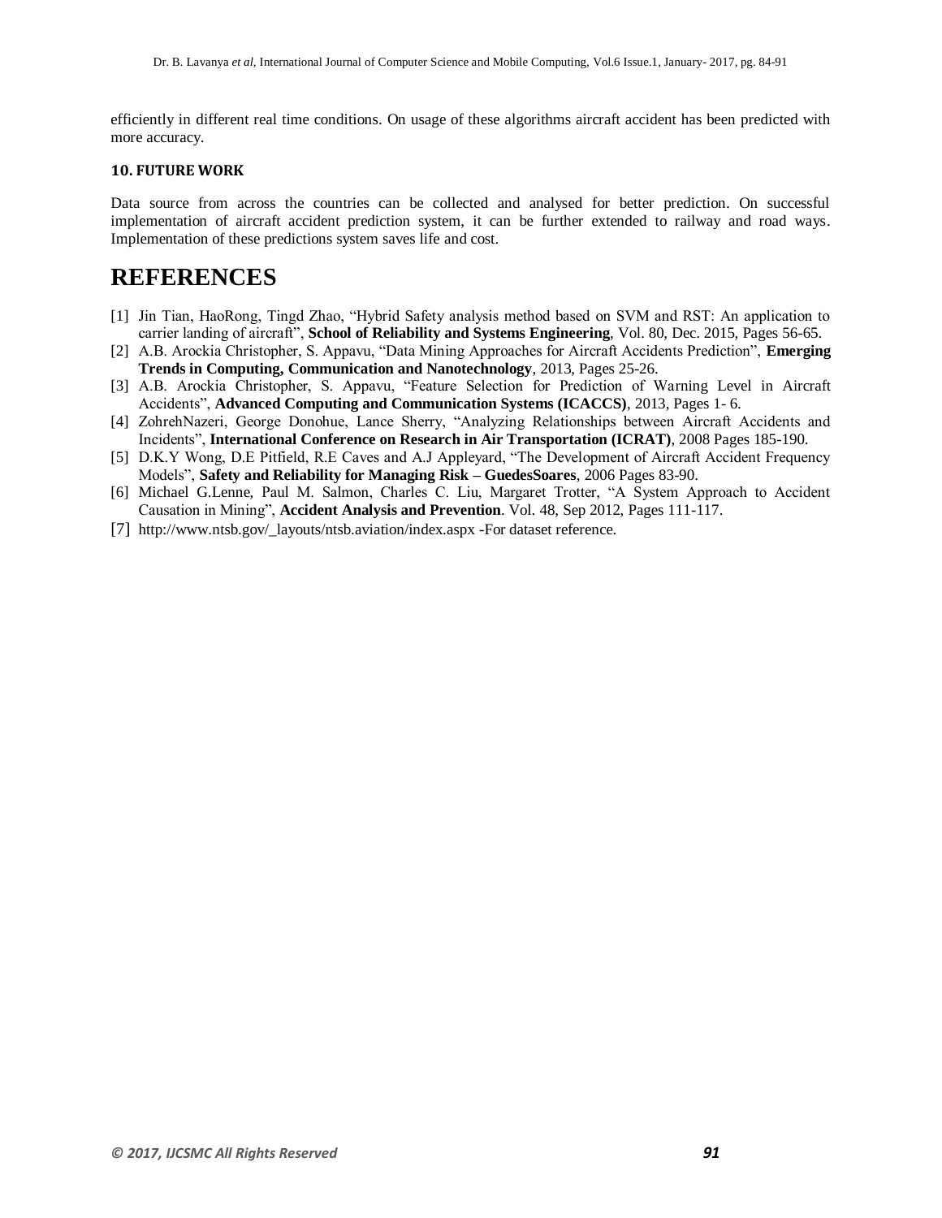efficiently in different real time conditions. On usage of these algorithms aircraft accident has been predicted with more accuracy.

### 10. FUTURE WORK

Data source from across the countries can be collected and analysed for better prediction. On successful implementation of aircraft accident prediction system, it can be further extended to railway and road ways. Implementation of these predictions system saves life and cost.

# REFERENCES

[1] Jin Tian, HaoRong, Tingd Zhao, "Hybrid Safety analysis method based on SVM and RST: An application to carrier landing of aircraft", **School of Reliability and Systems Engineering**, Vol. 80, Dec. 2015, Pages 56-65.

[2] A.B. Arockia Christopher, S. Appavu, "Data Mining Approaches for Aircraft Accidents Prediction", **Emerging Trends in Computing, Communication and Nanotechnology**, 2013, Pages 25-26.

[3] A.B. Arockia Christopher, S. Appavu, "Feature Selection for Prediction of Warning Level in Aircraft Accidents", **Advanced Computing and Communication Systems (ICACCS)**, 2013, Pages 1- 6.

[4] ZohrehNazeri, George Donohue, Lance Sherry, "Analyzing Relationships between Aircraft Accidents and Incidents", **International Conference on Research in Air Transportation (ICRAT)**, 2008 Pages 185-190.

[5] D.K.Y Wong, D.E Pitfield, R.E Caves and A.J Appleyard, "The Development of Aircraft Accident Frequency Models", **Safety and Reliability for Managing Risk – GuedesSoares**, 2006 Pages 83-90.

[6] Michael G.Lenne, Paul M. Salmon, Charles C. Liu, Margaret Trotter, "A System Approach to Accident Causation in Mining", **Accident Analysis and Prevention**. Vol. 48, Sep 2012, Pages 111-117.

[7] http://www.ntsb.gov/_layouts/ntsb.aviation/index.aspx -For dataset reference.